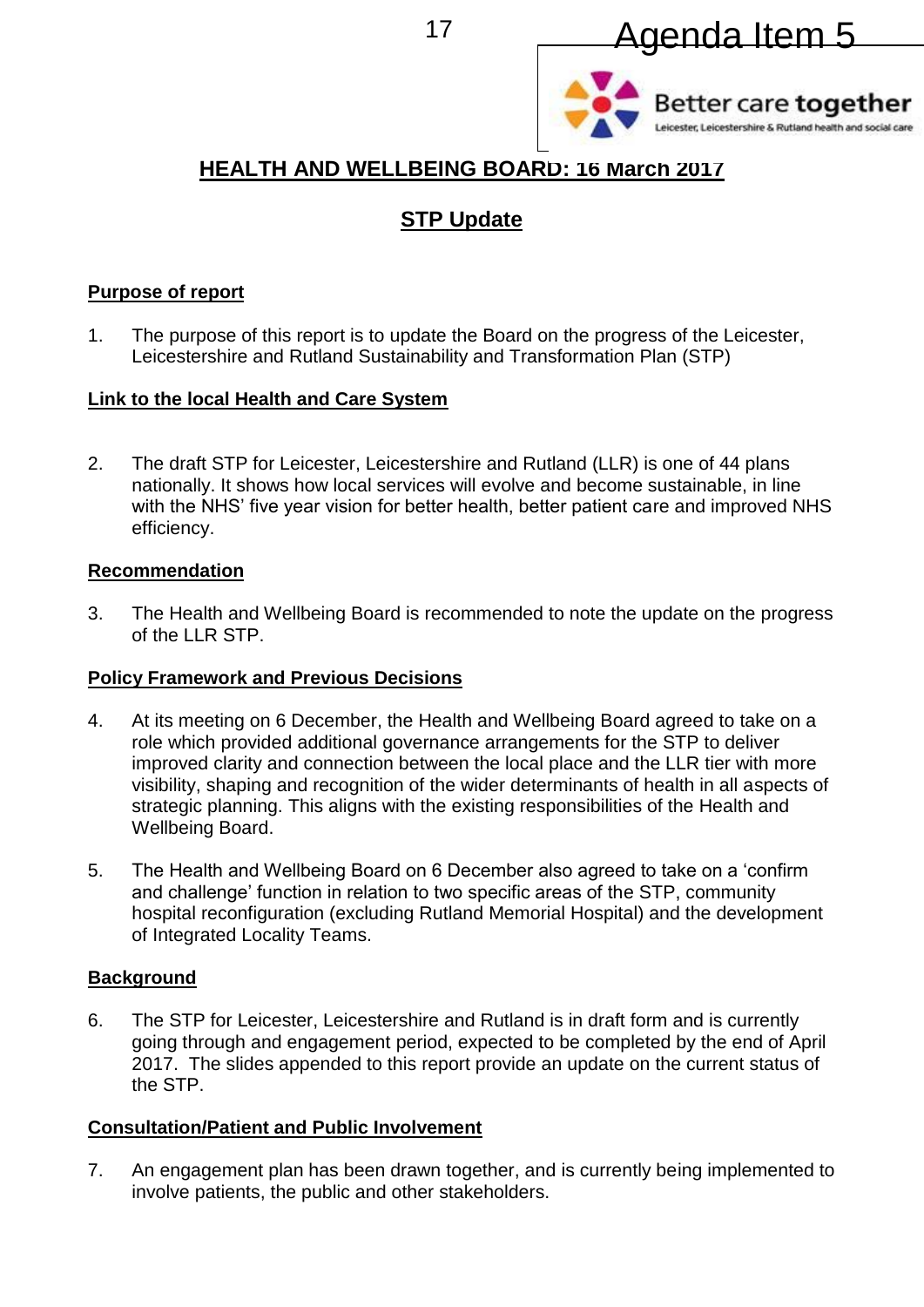Agenda Item 5

Better care together
Leicester, Leicestershire & Rutland health and social care

# HEALTH AND WELLBEING BOARD: 16 March 2017

## STP Update

### Purpose of report

1. The purpose of this report is to update the Board on the progress of the Leicester, Leicestershire and Rutland Sustainability and Transformation Plan (STP)

### Link to the local Health and Care System

2. The draft STP for Leicester, Leicestershire and Rutland (LLR) is one of 44 plans nationally. It shows how local services will evolve and become sustainable, in line with the NHS' five year vision for better health, better patient care and improved NHS efficiency.

### Recommendation

3. The Health and Wellbeing Board is recommended to note the update on the progress of the LLR STP.

### Policy Framework and Previous Decisions

4. At its meeting on 6 December, the Health and Wellbeing Board agreed to take on a role which provided additional governance arrangements for the STP to deliver improved clarity and connection between the local place and the LLR tier with more visibility, shaping and recognition of the wider determinants of health in all aspects of strategic planning. This aligns with the existing responsibilities of the Health and Wellbeing Board.

5. The Health and Wellbeing Board on 6 December also agreed to take on a 'confirm and challenge' function in relation to two specific areas of the STP, community hospital reconfiguration (excluding Rutland Memorial Hospital) and the development of Integrated Locality Teams.

### Background

6. The STP for Leicester, Leicestershire and Rutland is in draft form and is currently going through and engagement period, expected to be completed by the end of April 2017. The slides appended to this report provide an update on the current status of the STP.

### Consultation/Patient and Public Involvement

7. An engagement plan has been drawn together, and is currently being implemented to involve patients, the public and other stakeholders.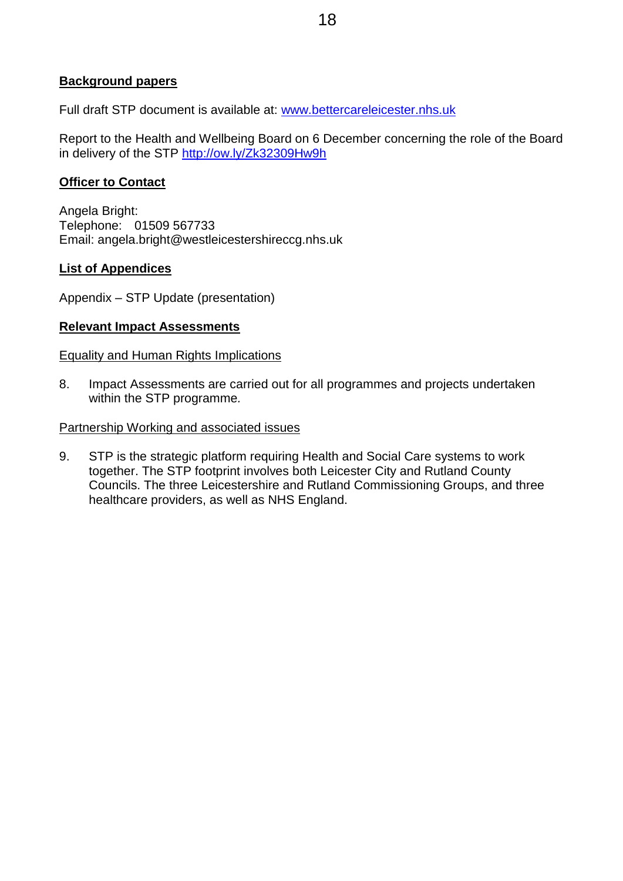**Background papers**

Full draft STP document is available at: www.bettercareleicester.nhs.uk

Report to the Health and Wellbeing Board on 6 December concerning the role of the Board in delivery of the STP http://ow.ly/Zk32309Hw9h

**Officer to Contact**

Angela Bright:
Telephone: 01509 567733
Email: angela.bright@westleicestershireccg.nhs.uk

**List of Appendices**

Appendix – STP Update (presentation)

**Relevant Impact Assessments**

Equality and Human Rights Implications

8. Impact Assessments are carried out for all programmes and projects undertaken within the STP programme.

Partnership Working and associated issues

9. STP is the strategic platform requiring Health and Social Care systems to work together. The STP footprint involves both Leicester City and Rutland County Councils. The three Leicestershire and Rutland Commissioning Groups, and three healthcare providers, as well as NHS England.